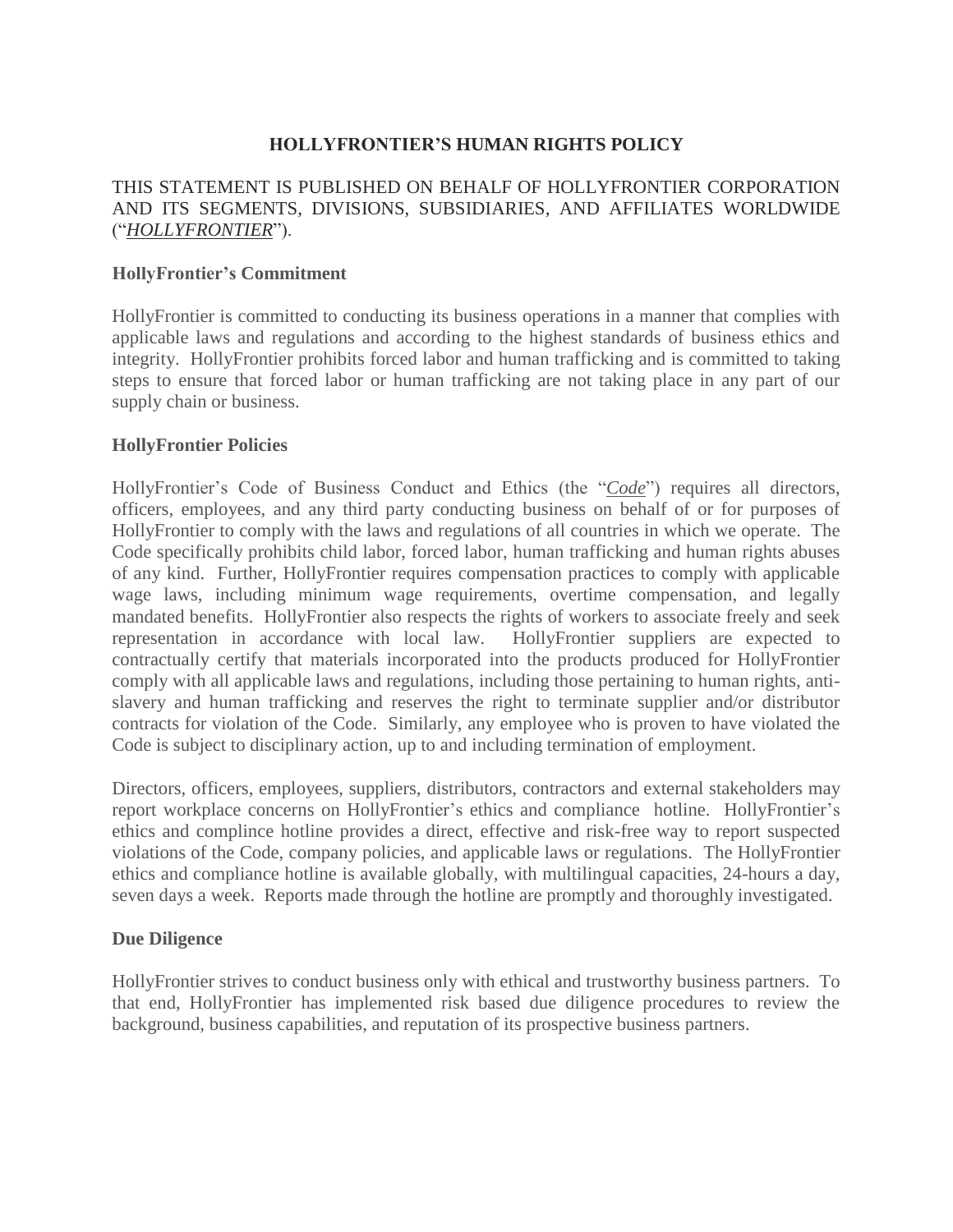# HOLLYFRONTIER'S HUMAN RIGHTS POLICY

THIS STATEMENT IS PUBLISHED ON BEHALF OF HOLLYFRONTIER CORPORATION AND ITS SEGMENTS, DIVISIONS, SUBSIDIARIES, AND AFFILIATES WORLDWIDE ("*HOLLYFRONTIER*").

**HollyFrontier's Commitment**

HollyFrontier is committed to conducting its business operations in a manner that complies with applicable laws and regulations and according to the highest standards of business ethics and integrity. HollyFrontier prohibits forced labor and human trafficking and is committed to taking steps to ensure that forced labor or human trafficking are not taking place in any part of our supply chain or business.

**HollyFrontier Policies**

HollyFrontier's Code of Business Conduct and Ethics (the "*Code*") requires all directors, officers, employees, and any third party conducting business on behalf of or for purposes of HollyFrontier to comply with the laws and regulations of all countries in which we operate. The Code specifically prohibits child labor, forced labor, human trafficking and human rights abuses of any kind. Further, HollyFrontier requires compensation practices to comply with applicable wage laws, including minimum wage requirements, overtime compensation, and legally mandated benefits. HollyFrontier also respects the rights of workers to associate freely and seek representation in accordance with local law. HollyFrontier suppliers are expected to contractually certify that materials incorporated into the products produced for HollyFrontier comply with all applicable laws and regulations, including those pertaining to human rights, anti-slavery and human trafficking and reserves the right to terminate supplier and/or distributor contracts for violation of the Code. Similarly, any employee who is proven to have violated the Code is subject to disciplinary action, up to and including termination of employment.

Directors, officers, employees, suppliers, distributors, contractors and external stakeholders may report workplace concerns on HollyFrontier's ethics and compliance hotline. HollyFrontier's ethics and complince hotline provides a direct, effective and risk-free way to report suspected violations of the Code, company policies, and applicable laws or regulations. The HollyFrontier ethics and compliance hotline is available globally, with multilingual capacities, 24-hours a day, seven days a week. Reports made through the hotline are promptly and thoroughly investigated.

**Due Diligence**

HollyFrontier strives to conduct business only with ethical and trustworthy business partners. To that end, HollyFrontier has implemented risk based due diligence procedures to review the background, business capabilities, and reputation of its prospective business partners.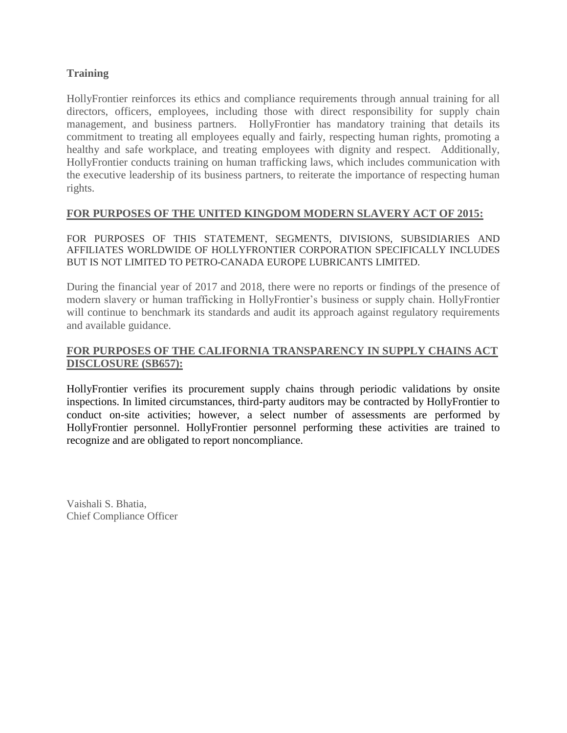**Training**

HollyFrontier reinforces its ethics and compliance requirements through annual training for all directors, officers, employees, including those with direct responsibility for supply chain management, and business partners. HollyFrontier has mandatory training that details its commitment to treating all employees equally and fairly, respecting human rights, promoting a healthy and safe workplace, and treating employees with dignity and respect. Additionally, HollyFrontier conducts training on human trafficking laws, which includes communication with the executive leadership of its business partners, to reiterate the importance of respecting human rights.

**FOR PURPOSES OF THE UNITED KINGDOM MODERN SLAVERY ACT OF 2015:**

FOR PURPOSES OF THIS STATEMENT, SEGMENTS, DIVISIONS, SUBSIDIARIES AND AFFILIATES WORLDWIDE OF HOLLYFRONTIER CORPORATION SPECIFICALLY INCLUDES BUT IS NOT LIMITED TO PETRO-CANADA EUROPE LUBRICANTS LIMITED.

During the financial year of 2017 and 2018, there were no reports or findings of the presence of modern slavery or human trafficking in HollyFrontier's business or supply chain. HollyFrontier will continue to benchmark its standards and audit its approach against regulatory requirements and available guidance.

**FOR PURPOSES OF THE CALIFORNIA TRANSPARENCY IN SUPPLY CHAINS ACT DISCLOSURE (SB657):**

HollyFrontier verifies its procurement supply chains through periodic validations by onsite inspections. In limited circumstances, third-party auditors may be contracted by HollyFrontier to conduct on-site activities; however, a select number of assessments are performed by HollyFrontier personnel. HollyFrontier personnel performing these activities are trained to recognize and are obligated to report noncompliance.

Vaishali S. Bhatia,
Chief Compliance Officer